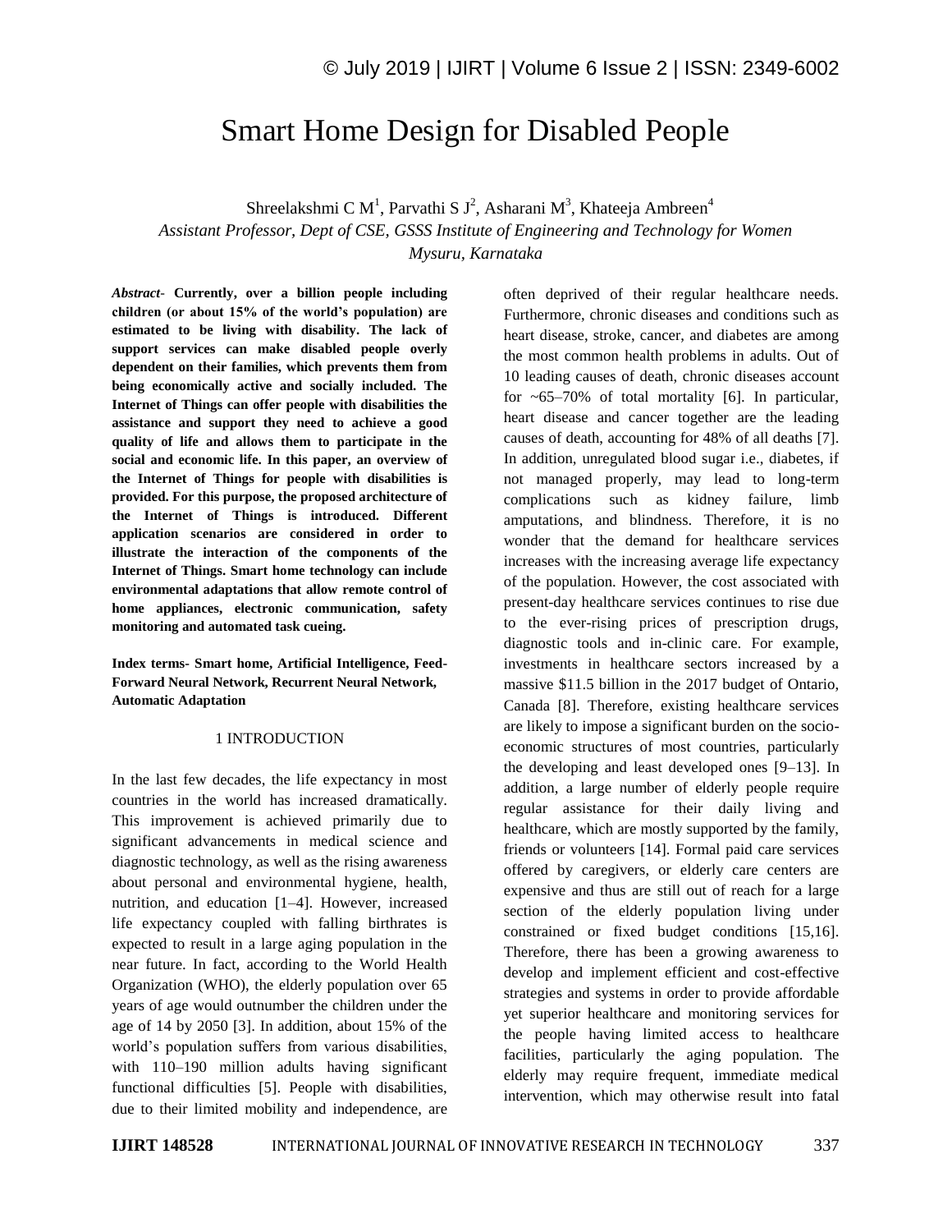# Smart Home Design for Disabled People

Shreelakshmi C M[1], Parvathi S J[2], Asharani M[3], Khateeja Ambreen[4]

*Assistant Professor, Dept of CSE, GSSS Institute of Engineering and Technology for Women Mysuru, Karnataka*

***Abstract*-** **Currently, over a billion people including children (or about 15% of the world's population) are estimated to be living with disability. The lack of support services can make disabled people overly dependent on their families, which prevents them from being economically active and socially included. The Internet of Things can offer people with disabilities the assistance and support they need to achieve a good quality of life and allows them to participate in the social and economic life. In this paper, an overview of the Internet of Things for people with disabilities is provided. For this purpose, the proposed architecture of the Internet of Things is introduced. Different application scenarios are considered in order to illustrate the interaction of the components of the Internet of Things. Smart home technology can include environmental adaptations that allow remote control of home appliances, electronic communication, safety monitoring and automated task cueing.**

**Index terms- Smart home, Artificial Intelligence, Feed-Forward Neural Network, Recurrent Neural Network, Automatic Adaptation**

## 1 INTRODUCTION

In the last few decades, the life expectancy in most countries in the world has increased dramatically. This improvement is achieved primarily due to significant advancements in medical science and diagnostic technology, as well as the rising awareness about personal and environmental hygiene, health, nutrition, and education [1–4]. However, increased life expectancy coupled with falling birthrates is expected to result in a large aging population in the near future. In fact, according to the World Health Organization (WHO), the elderly population over 65 years of age would outnumber the children under the age of 14 by 2050 [3]. In addition, about 15% of the world's population suffers from various disabilities, with 110–190 million adults having significant functional difficulties [5]. People with disabilities, due to their limited mobility and independence, are often deprived of their regular healthcare needs. Furthermore, chronic diseases and conditions such as heart disease, stroke, cancer, and diabetes are among the most common health problems in adults. Out of 10 leading causes of death, chronic diseases account for ~65–70% of total mortality [6]. In particular, heart disease and cancer together are the leading causes of death, accounting for 48% of all deaths [7]. In addition, unregulated blood sugar i.e., diabetes, if not managed properly, may lead to long-term complications such as kidney failure, limb amputations, and blindness. Therefore, it is no wonder that the demand for healthcare services increases with the increasing average life expectancy of the population. However, the cost associated with present-day healthcare services continues to rise due to the ever-rising prices of prescription drugs, diagnostic tools and in-clinic care. For example, investments in healthcare sectors increased by a massive $11.5 billion in the 2017 budget of Ontario, Canada [8]. Therefore, existing healthcare services are likely to impose a significant burden on the socio-economic structures of most countries, particularly the developing and least developed ones [9–13]. In addition, a large number of elderly people require regular assistance for their daily living and healthcare, which are mostly supported by the family, friends or volunteers [14]. Formal paid care services offered by caregivers, or elderly care centers are expensive and thus are still out of reach for a large section of the elderly population living under constrained or fixed budget conditions [15,16]. Therefore, there has been a growing awareness to develop and implement efficient and cost-effective strategies and systems in order to provide affordable yet superior healthcare and monitoring services for the people having limited access to healthcare facilities, particularly the aging population. The elderly may require frequent, immediate medical intervention, which may otherwise result into fatal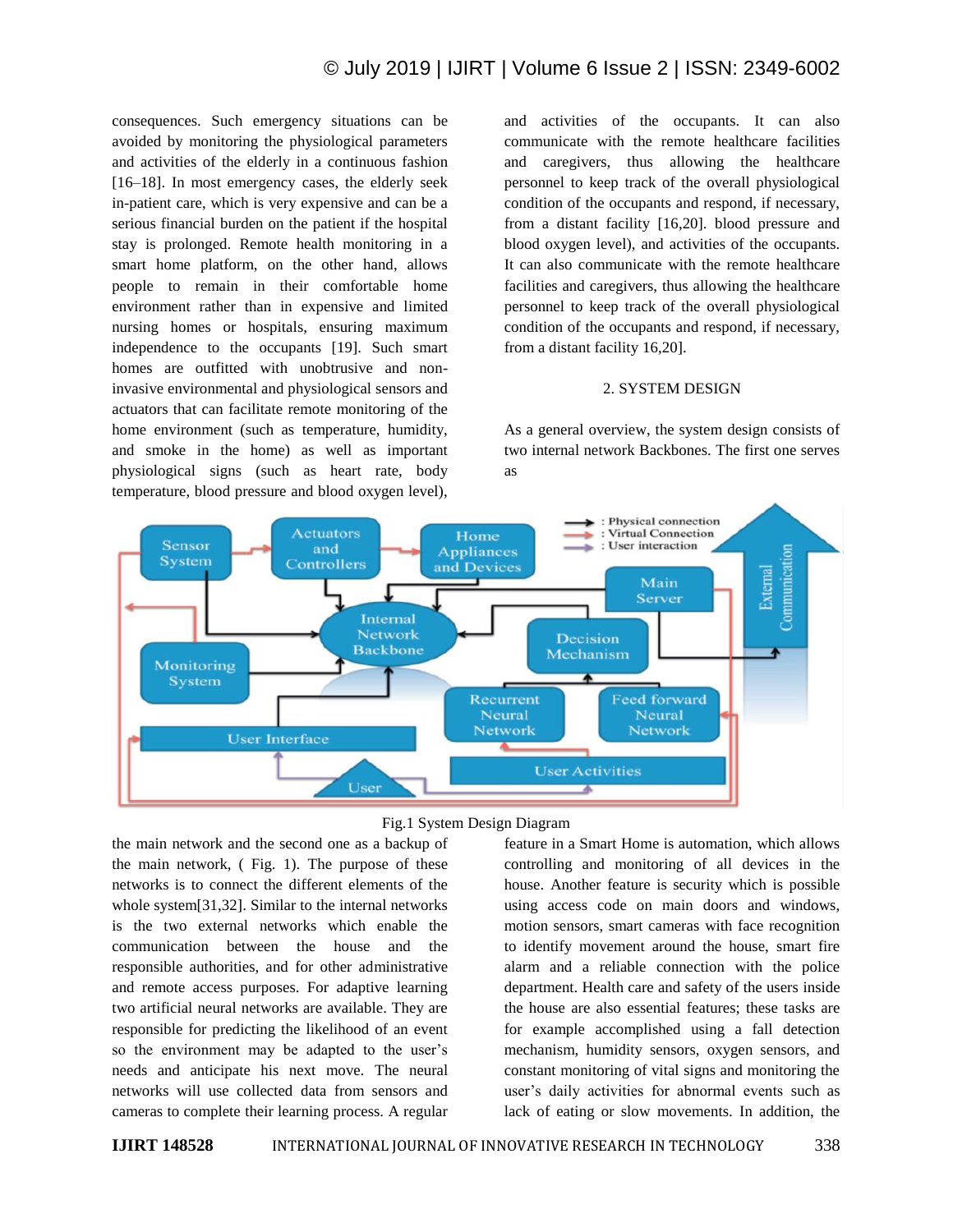consequences. Such emergency situations can be avoided by monitoring the physiological parameters and activities of the elderly in a continuous fashion [16–18]. In most emergency cases, the elderly seek in-patient care, which is very expensive and can be a serious financial burden on the patient if the hospital stay is prolonged. Remote health monitoring in a smart home platform, on the other hand, allows people to remain in their comfortable home environment rather than in expensive and limited nursing homes or hospitals, ensuring maximum independence to the occupants [19]. Such smart homes are outfitted with unobtrusive and non-invasive environmental and physiological sensors and actuators that can facilitate remote monitoring of the home environment (such as temperature, humidity, and smoke in the home) as well as important physiological signs (such as heart rate, body temperature, blood pressure and blood oxygen level), and activities of the occupants. It can also communicate with the remote healthcare facilities and caregivers, thus allowing the healthcare personnel to keep track of the overall physiological condition of the occupants and respond, if necessary, from a distant facility [16,20]. blood pressure and blood oxygen level), and activities of the occupants. It can also communicate with the remote healthcare facilities and caregivers, thus allowing the healthcare personnel to keep track of the overall physiological condition of the occupants and respond, if necessary, from a distant facility 16,20].

## 2. SYSTEM DESIGN

As a general overview, the system design consists of two internal network Backbones. The first one serves as the main network and the second one as a backup of the main network, ( Fig. 1). The purpose of these networks is to connect the different elements of the whole system[31,32]. Similar to the internal networks is the two external networks which enable the communication between the house and the responsible authorities, and for other administrative and remote access purposes. For adaptive learning two artificial neural networks are available. They are responsible for predicting the likelihood of an event so the environment may be adapted to the user's needs and anticipate his next move. The neural networks will use collected data from sensors and cameras to complete their learning process. A regular feature in a Smart Home is automation, which allows controlling and monitoring of all devices in the house. Another feature is security which is possible using access code on main doors and windows, motion sensors, smart cameras with face recognition to identify movement around the house, smart fire alarm and a reliable connection with the police department. Health care and safety of the users inside the house are also essential features; these tasks are for example accomplished using a fall detection mechanism, humidity sensors, oxygen sensors, and constant monitoring of vital signs and monitoring the user's daily activities for abnormal events such as lack of eating or slow movements. In addition, the

Sensor System
Actuators and Controllers
Home Appliances and Devices
: Physical connection
: Virtual Connection
: User interaction
External Communication
Main Server
Internal Network Backbone
Decision Mechanism
Monitoring System
Recurrent Neural Network
Feed forward Neural Network
User Interface
User Activities
User

Fig.1 System Design Diagram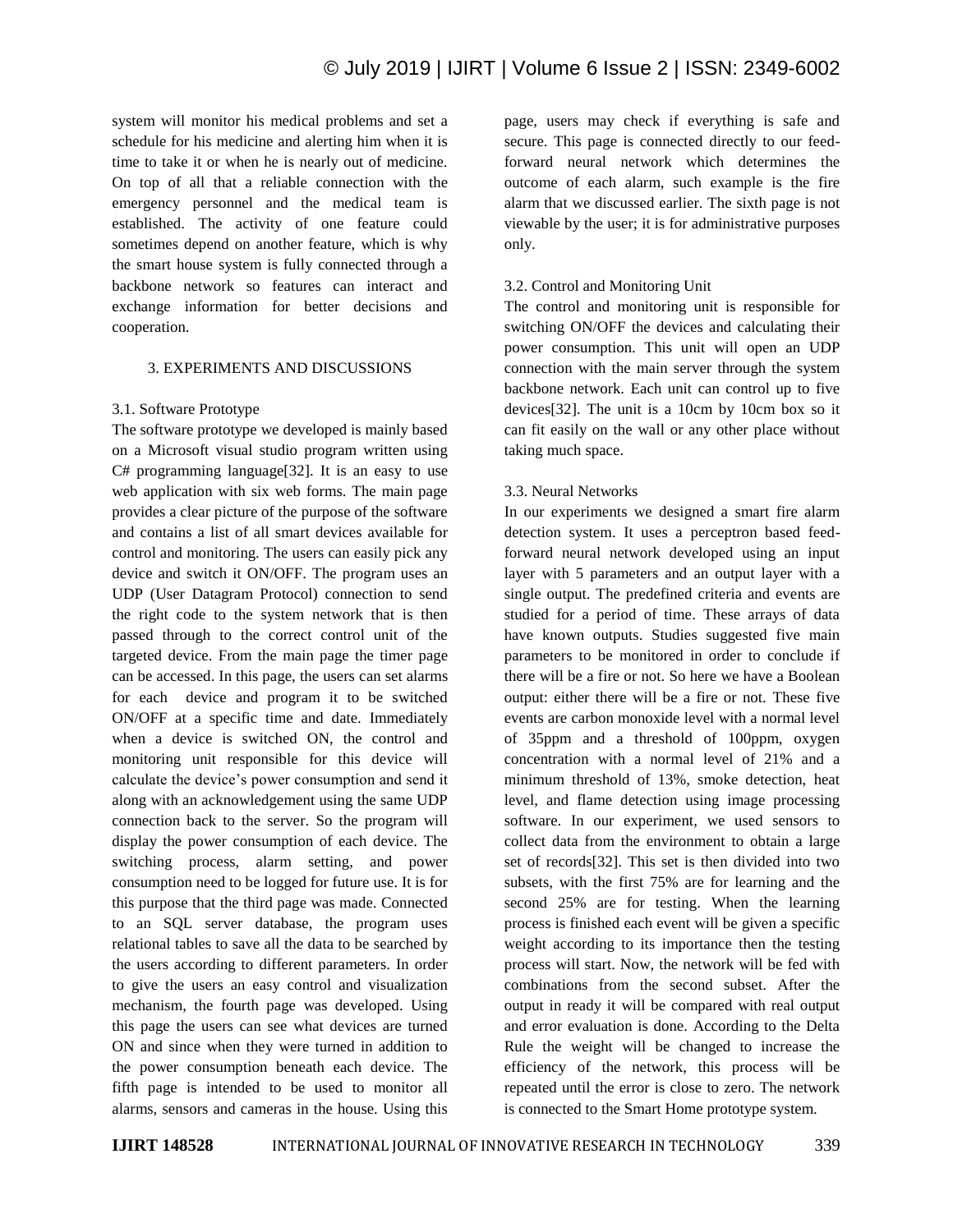system will monitor his medical problems and set a schedule for his medicine and alerting him when it is time to take it or when he is nearly out of medicine. On top of all that a reliable connection with the emergency personnel and the medical team is established. The activity of one feature could sometimes depend on another feature, which is why the smart house system is fully connected through a backbone network so features can interact and exchange information for better decisions and cooperation.

## 3. EXPERIMENTS AND DISCUSSIONS

### 3.1. Software Prototype

The software prototype we developed is mainly based on a Microsoft visual studio program written using C# programming language[32]. It is an easy to use web application with six web forms. The main page provides a clear picture of the purpose of the software and contains a list of all smart devices available for control and monitoring. The users can easily pick any device and switch it ON/OFF. The program uses an UDP (User Datagram Protocol) connection to send the right code to the system network that is then passed through to the correct control unit of the targeted device. From the main page the timer page can be accessed. In this page, the users can set alarms for each device and program it to be switched ON/OFF at a specific time and date. Immediately when a device is switched ON, the control and monitoring unit responsible for this device will calculate the device's power consumption and send it along with an acknowledgement using the same UDP connection back to the server. So the program will display the power consumption of each device. The switching process, alarm setting, and power consumption need to be logged for future use. It is for this purpose that the third page was made. Connected to an SQL server database, the program uses relational tables to save all the data to be searched by the users according to different parameters. In order to give the users an easy control and visualization mechanism, the fourth page was developed. Using this page the users can see what devices are turned ON and since when they were turned in addition to the power consumption beneath each device. The fifth page is intended to be used to monitor all alarms, sensors and cameras in the house. Using this page, users may check if everything is safe and secure. This page is connected directly to our feed-forward neural network which determines the outcome of each alarm, such example is the fire alarm that we discussed earlier. The sixth page is not viewable by the user; it is for administrative purposes only.

### 3.2. Control and Monitoring Unit

The control and monitoring unit is responsible for switching ON/OFF the devices and calculating their power consumption. This unit will open an UDP connection with the main server through the system backbone network. Each unit can control up to five devices[32]. The unit is a 10cm by 10cm box so it can fit easily on the wall or any other place without taking much space.

### 3.3. Neural Networks

In our experiments we designed a smart fire alarm detection system. It uses a perceptron based feed-forward neural network developed using an input layer with 5 parameters and an output layer with a single output. The predefined criteria and events are studied for a period of time. These arrays of data have known outputs. Studies suggested five main parameters to be monitored in order to conclude if there will be a fire or not. So here we have a Boolean output: either there will be a fire or not. These five events are carbon monoxide level with a normal level of 35ppm and a threshold of 100ppm, oxygen concentration with a normal level of 21% and a minimum threshold of 13%, smoke detection, heat level, and flame detection using image processing software. In our experiment, we used sensors to collect data from the environment to obtain a large set of records[32]. This set is then divided into two subsets, with the first 75% are for learning and the second 25% are for testing. When the learning process is finished each event will be given a specific weight according to its importance then the testing process will start. Now, the network will be fed with combinations from the second subset. After the output in ready it will be compared with real output and error evaluation is done. According to the Delta Rule the weight will be changed to increase the efficiency of the network, this process will be repeated until the error is close to zero. The network is connected to the Smart Home prototype system.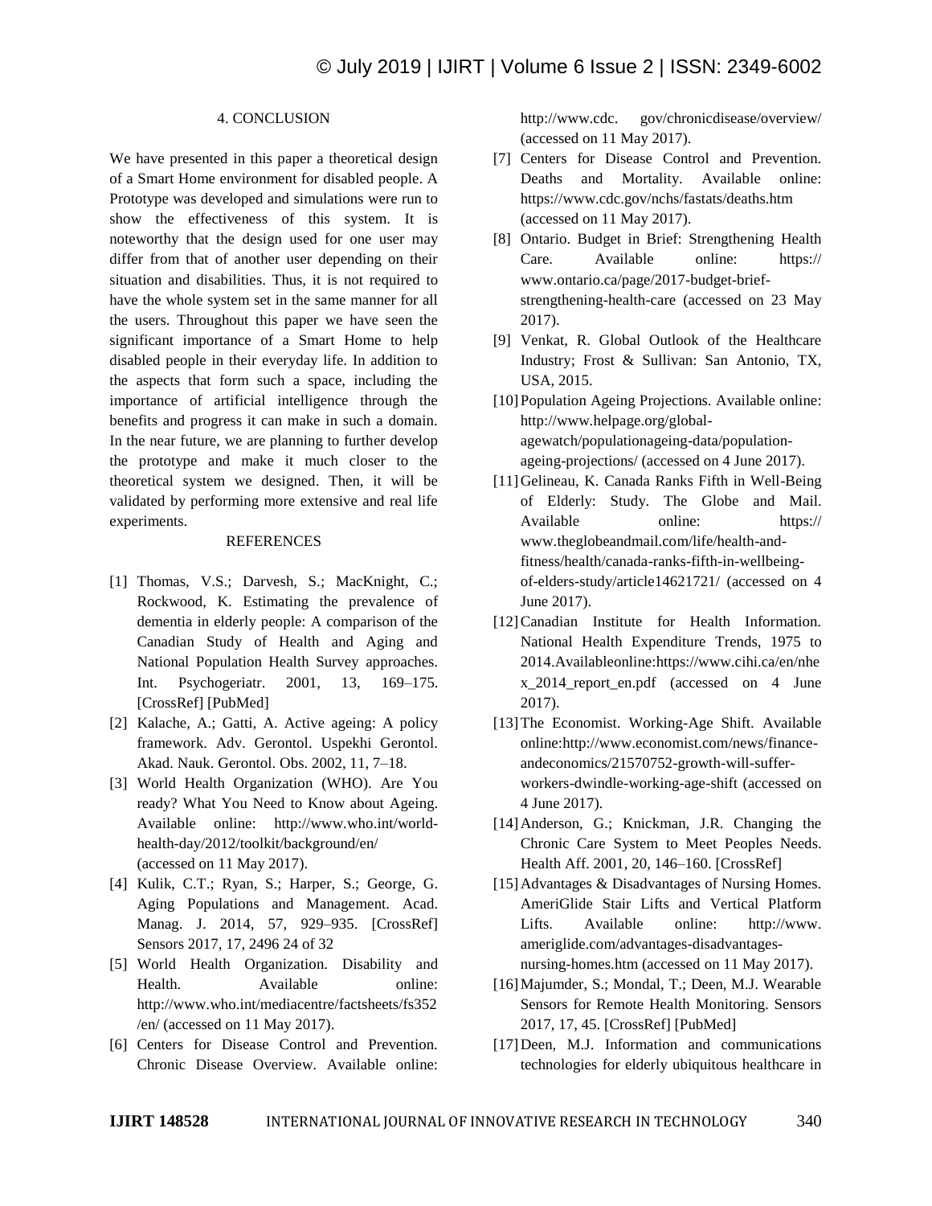## 4. CONCLUSION

We have presented in this paper a theoretical design of a Smart Home environment for disabled people. A Prototype was developed and simulations were run to show the effectiveness of this system. It is noteworthy that the design used for one user may differ from that of another user depending on their situation and disabilities. Thus, it is not required to have the whole system set in the same manner for all the users. Throughout this paper we have seen the significant importance of a Smart Home to help disabled people in their everyday life. In addition to the aspects that form such a space, including the importance of artificial intelligence through the benefits and progress it can make in such a domain. In the near future, we are planning to further develop the prototype and make it much closer to the theoretical system we designed. Then, it will be validated by performing more extensive and real life experiments.

## REFERENCES

[1] Thomas, V.S.; Darvesh, S.; MacKnight, C.; Rockwood, K. Estimating the prevalence of dementia in elderly people: A comparison of the Canadian Study of Health and Aging and National Population Health Survey approaches. Int. Psychogeriatr. 2001, 13, 169–175. [CrossRef] [PubMed]

[2] Kalache, A.; Gatti, A. Active ageing: A policy framework. Adv. Gerontol. Uspekhi Gerontol. Akad. Nauk. Gerontol. Obs. 2002, 11, 7–18.

[3] World Health Organization (WHO). Are You ready? What You Need to Know about Ageing. Available online: http://www.who.int/world-health-day/2012/toolkit/background/en/ (accessed on 11 May 2017).

[4] Kulik, C.T.; Ryan, S.; Harper, S.; George, G. Aging Populations and Management. Acad. Manag. J. 2014, 57, 929–935. [CrossRef] Sensors 2017, 17, 2496 24 of 32

[5] World Health Organization. Disability and Health. Available online: http://www.who.int/mediacentre/factsheets/fs352/en/ (accessed on 11 May 2017).

[6] Centers for Disease Control and Prevention. Chronic Disease Overview. Available online: http://www.cdc. gov/chronicdisease/overview/ (accessed on 11 May 2017).

[7] Centers for Disease Control and Prevention. Deaths and Mortality. Available online: https://www.cdc.gov/nchs/fastats/deaths.htm (accessed on 11 May 2017).

[8] Ontario. Budget in Brief: Strengthening Health Care. Available online: https:// www.ontario.ca/page/2017-budget-brief-strengthening-health-care (accessed on 23 May 2017).

[9] Venkat, R. Global Outlook of the Healthcare Industry; Frost & Sullivan: San Antonio, TX, USA, 2015.

[10] Population Ageing Projections. Available online: http://www.helpage.org/global-agewatch/populationageing-data/population-ageing-projections/ (accessed on 4 June 2017).

[11] Gelineau, K. Canada Ranks Fifth in Well-Being of Elderly: Study. The Globe and Mail. Available online: https:// www.theglobeandmail.com/life/health-and-fitness/health/canada-ranks-fifth-in-wellbeing-of-elders-study/article14621721/ (accessed on 4 June 2017).

[12] Canadian Institute for Health Information. National Health Expenditure Trends, 1975 to 2014.Availableonline:https://www.cihi.ca/en/nhex_2014_report_en.pdf (accessed on 4 June 2017).

[13] The Economist. Working-Age Shift. Available online:http://www.economist.com/news/finance-andeconomics/21570752-growth-will-suffer-workers-dwindle-working-age-shift (accessed on 4 June 2017).

[14] Anderson, G.; Knickman, J.R. Changing the Chronic Care System to Meet Peoples Needs. Health Aff. 2001, 20, 146–160. [CrossRef]

[15] Advantages & Disadvantages of Nursing Homes. AmeriGlide Stair Lifts and Vertical Platform Lifts. Available online: http://www. ameriglide.com/advantages-disadvantages-nursing-homes.htm (accessed on 11 May 2017).

[16] Majumder, S.; Mondal, T.; Deen, M.J. Wearable Sensors for Remote Health Monitoring. Sensors 2017, 17, 45. [CrossRef] [PubMed]

[17] Deen, M.J. Information and communications technologies for elderly ubiquitous healthcare in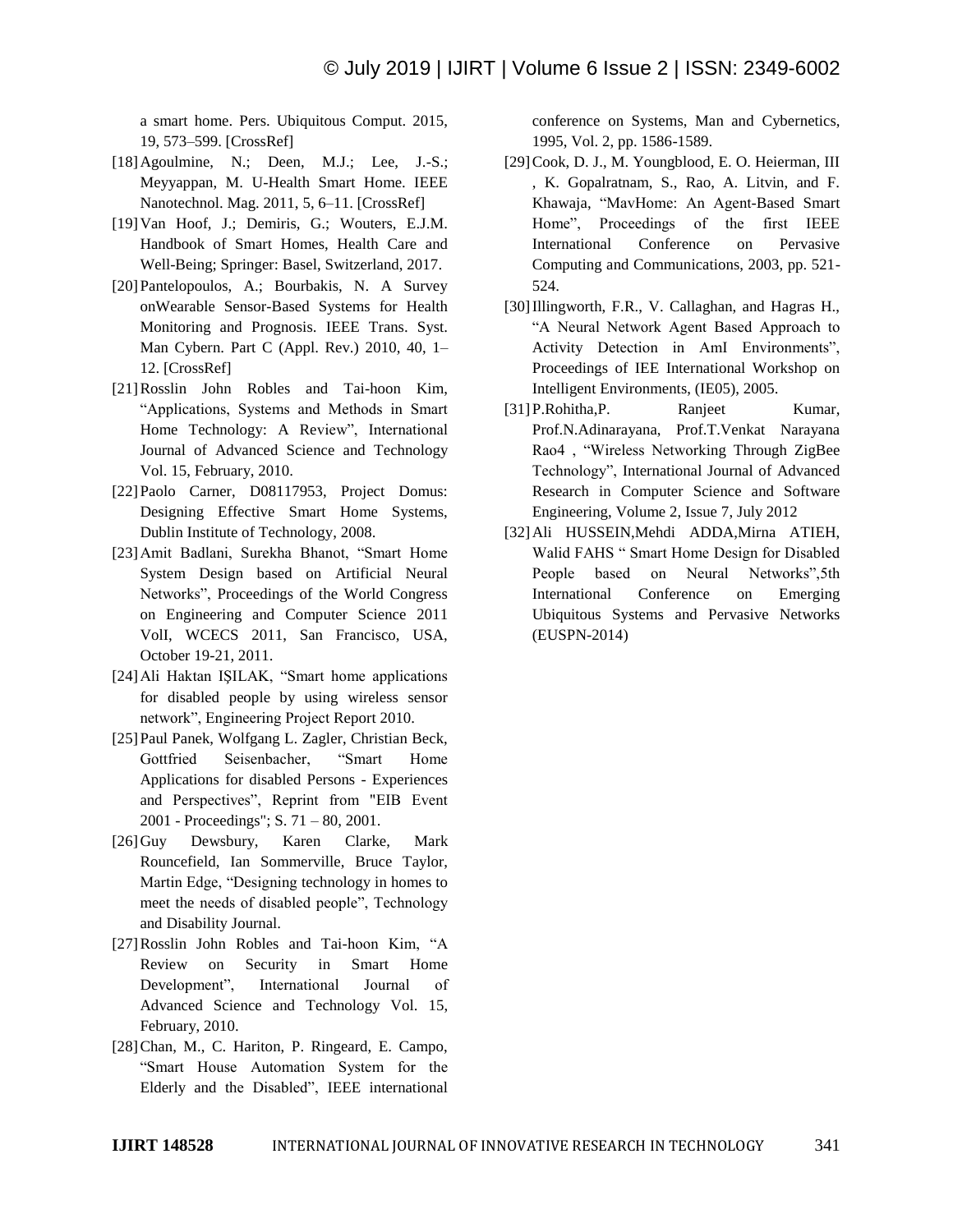a smart home. Pers. Ubiquitous Comput. 2015, 19, 573–599. [CrossRef]

[18] Agoulmine, N.; Deen, M.J.; Lee, J.-S.; Meyyappan, M. U-Health Smart Home. IEEE Nanotechnol. Mag. 2011, 5, 6–11. [CrossRef]

[19] Van Hoof, J.; Demiris, G.; Wouters, E.J.M. Handbook of Smart Homes, Health Care and Well-Being; Springer: Basel, Switzerland, 2017.

[20] Pantelopoulos, A.; Bourbakis, N. A Survey onWearable Sensor-Based Systems for Health Monitoring and Prognosis. IEEE Trans. Syst. Man Cybern. Part C (Appl. Rev.) 2010, 40, 1–12. [CrossRef]

[21] Rosslin John Robles and Tai-hoon Kim, "Applications, Systems and Methods in Smart Home Technology: A Review", International Journal of Advanced Science and Technology Vol. 15, February, 2010.

[22] Paolo Carner, D08117953, Project Domus: Designing Effective Smart Home Systems, Dublin Institute of Technology, 2008.

[23] Amit Badlani, Surekha Bhanot, "Smart Home System Design based on Artificial Neural Networks", Proceedings of the World Congress on Engineering and Computer Science 2011 VolI, WCECS 2011, San Francisco, USA, October 19-21, 2011.

[24] Ali Haktan IŞILAK, "Smart home applications for disabled people by using wireless sensor network", Engineering Project Report 2010.

[25] Paul Panek, Wolfgang L. Zagler, Christian Beck, Gottfried Seisenbacher, "Smart Home Applications for disabled Persons - Experiences and Perspectives", Reprint from "EIB Event 2001 - Proceedings"; S. 71 – 80, 2001.

[26] Guy Dewsbury, Karen Clarke, Mark Rouncefield, Ian Sommerville, Bruce Taylor, Martin Edge, "Designing technology in homes to meet the needs of disabled people", Technology and Disability Journal.

[27] Rosslin John Robles and Tai-hoon Kim, "A Review on Security in Smart Home Development", International Journal of Advanced Science and Technology Vol. 15, February, 2010.

[28] Chan, M., C. Hariton, P. Ringeard, E. Campo, "Smart House Automation System for the Elderly and the Disabled", IEEE international conference on Systems, Man and Cybernetics, 1995, Vol. 2, pp. 1586-1589.

[29] Cook, D. J., M. Youngblood, E. O. Heierman, III , K. Gopalratnam, S., Rao, A. Litvin, and F. Khawaja, "MavHome: An Agent-Based Smart Home", Proceedings of the first IEEE International Conference on Pervasive Computing and Communications, 2003, pp. 521-524.

[30] Illingworth, F.R., V. Callaghan, and Hagras H., "A Neural Network Agent Based Approach to Activity Detection in AmI Environments", Proceedings of IEE International Workshop on Intelligent Environments, (IE05), 2005.

[31] P.Rohitha,P. Ranjeet Kumar, Prof.N.Adinarayana, Prof.T.Venkat Narayana Rao4 , "Wireless Networking Through ZigBee Technology", International Journal of Advanced Research in Computer Science and Software Engineering, Volume 2, Issue 7, July 2012

[32] Ali HUSSEIN,Mehdi ADDA,Mirna ATIEH, Walid FAHS " Smart Home Design for Disabled People based on Neural Networks",5th International Conference on Emerging Ubiquitous Systems and Pervasive Networks (EUSPN-2014)